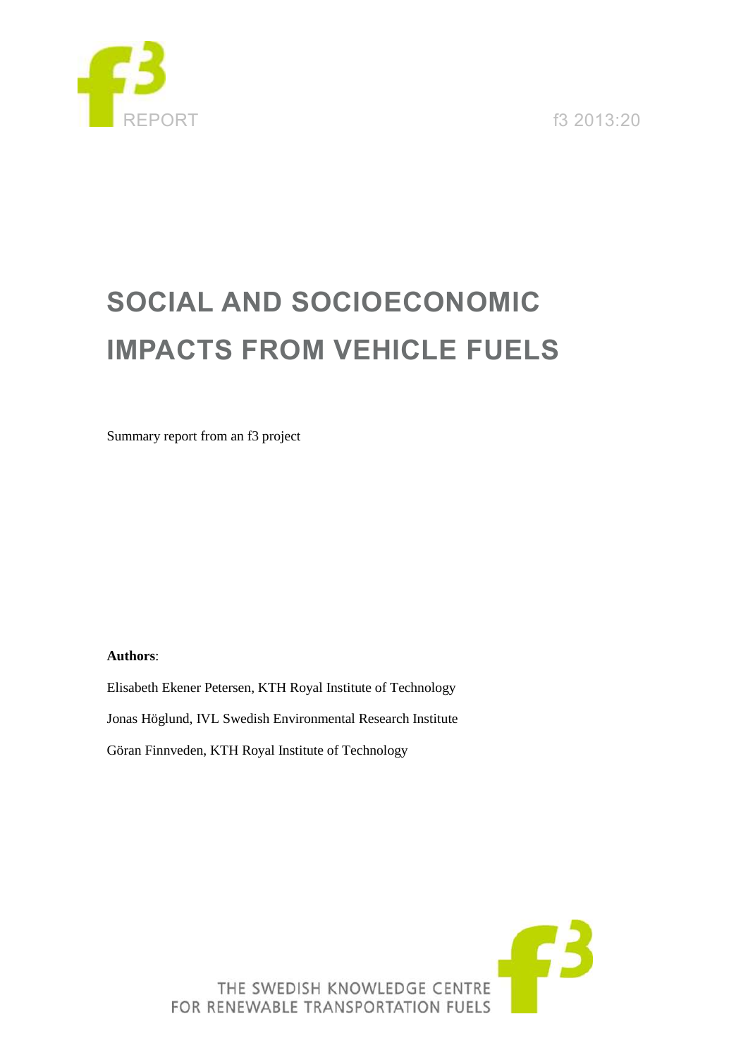REPORT f3 2013:20

# SOCIAL AND SOCIOECONOMIC IMPACTS FROM VEHICLE FUELS

Summary report from an f3 project

**Authors**:

Elisabeth Ekener Petersen, KTH Royal Institute of Technology

Jonas Höglund, IVL Swedish Environmental Research Institute

Göran Finnveden, KTH Royal Institute of Technology

THE SWEDISH KNOWLEDGE CENTRE FOR RENEWABLE TRANSPORTATION FUELS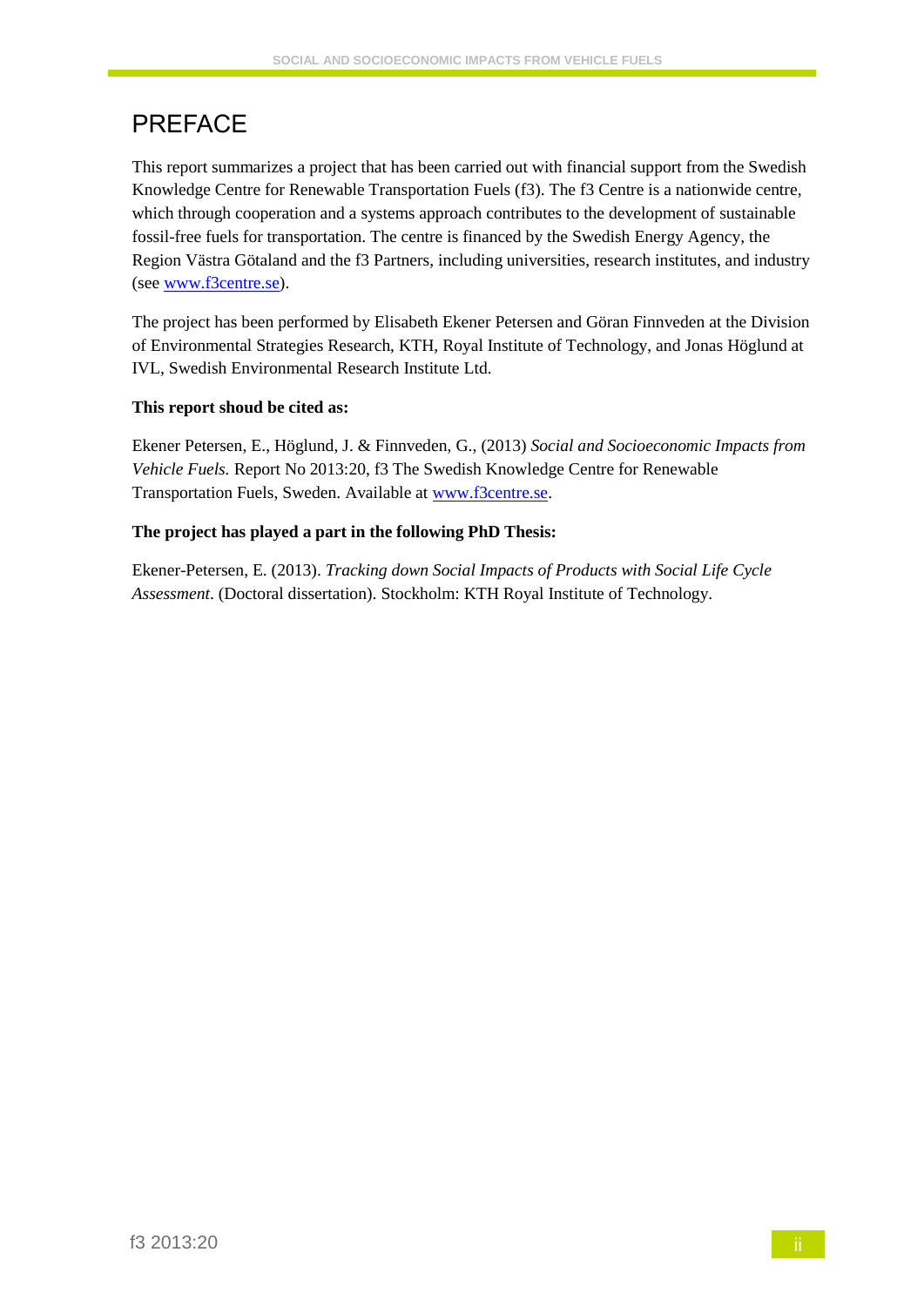# PREFACE

This report summarizes a project that has been carried out with financial support from the Swedish Knowledge Centre for Renewable Transportation Fuels (f3). The f3 Centre is a nationwide centre, which through cooperation and a systems approach contributes to the development of sustainable fossil-free fuels for transportation. The centre is financed by the Swedish Energy Agency, the Region Västra Götaland and the f3 Partners, including universities, research institutes, and industry (see www.f3centre.se).

The project has been performed by Elisabeth Ekener Petersen and Göran Finnveden at the Division of Environmental Strategies Research, KTH, Royal Institute of Technology, and Jonas Höglund at IVL, Swedish Environmental Research Institute Ltd.

**This report shoud be cited as:**

Ekener Petersen, E., Höglund, J. & Finnveden, G., (2013) *Social and Socioeconomic Impacts from Vehicle Fuels.* Report No 2013:20, f3 The Swedish Knowledge Centre for Renewable Transportation Fuels, Sweden. Available at www.f3centre.se.

**The project has played a part in the following PhD Thesis:**

Ekener-Petersen, E. (2013). *Tracking down Social Impacts of Products with Social Life Cycle Assessment*. (Doctoral dissertation). Stockholm: KTH Royal Institute of Technology.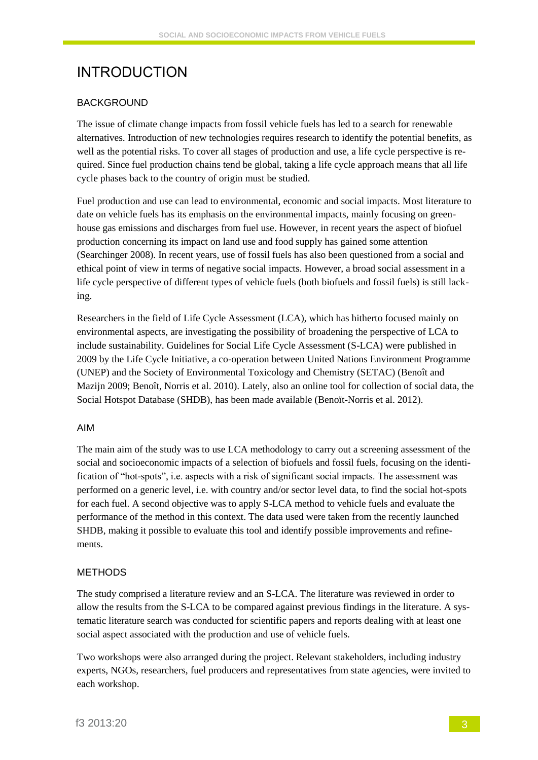# INTRODUCTION

## BACKGROUND

The issue of climate change impacts from fossil vehicle fuels has led to a search for renewable alternatives. Introduction of new technologies requires research to identify the potential benefits, as well as the potential risks. To cover all stages of production and use, a life cycle perspective is required. Since fuel production chains tend be global, taking a life cycle approach means that all life cycle phases back to the country of origin must be studied.

Fuel production and use can lead to environmental, economic and social impacts. Most literature to date on vehicle fuels has its emphasis on the environmental impacts, mainly focusing on greenhouse gas emissions and discharges from fuel use. However, in recent years the aspect of biofuel production concerning its impact on land use and food supply has gained some attention (Searchinger 2008). In recent years, use of fossil fuels has also been questioned from a social and ethical point of view in terms of negative social impacts. However, a broad social assessment in a life cycle perspective of different types of vehicle fuels (both biofuels and fossil fuels) is still lacking.

Researchers in the field of Life Cycle Assessment (LCA), which has hitherto focused mainly on environmental aspects, are investigating the possibility of broadening the perspective of LCA to include sustainability. Guidelines for Social Life Cycle Assessment (S-LCA) were published in 2009 by the Life Cycle Initiative, a co-operation between United Nations Environment Programme (UNEP) and the Society of Environmental Toxicology and Chemistry (SETAC) (Benoît and Mazijn 2009; Benoît, Norris et al. 2010). Lately, also an online tool for collection of social data, the Social Hotspot Database (SHDB), has been made available (Benoït-Norris et al. 2012).

## AIM

The main aim of the study was to use LCA methodology to carry out a screening assessment of the social and socioeconomic impacts of a selection of biofuels and fossil fuels, focusing on the identification of "hot-spots", i.e. aspects with a risk of significant social impacts. The assessment was performed on a generic level, i.e. with country and/or sector level data, to find the social hot-spots for each fuel. A second objective was to apply S-LCA method to vehicle fuels and evaluate the performance of the method in this context. The data used were taken from the recently launched SHDB, making it possible to evaluate this tool and identify possible improvements and refinements.

## METHODS

The study comprised a literature review and an S-LCA. The literature was reviewed in order to allow the results from the S-LCA to be compared against previous findings in the literature. A systematic literature search was conducted for scientific papers and reports dealing with at least one social aspect associated with the production and use of vehicle fuels.

Two workshops were also arranged during the project. Relevant stakeholders, including industry experts, NGOs, researchers, fuel producers and representatives from state agencies, were invited to each workshop.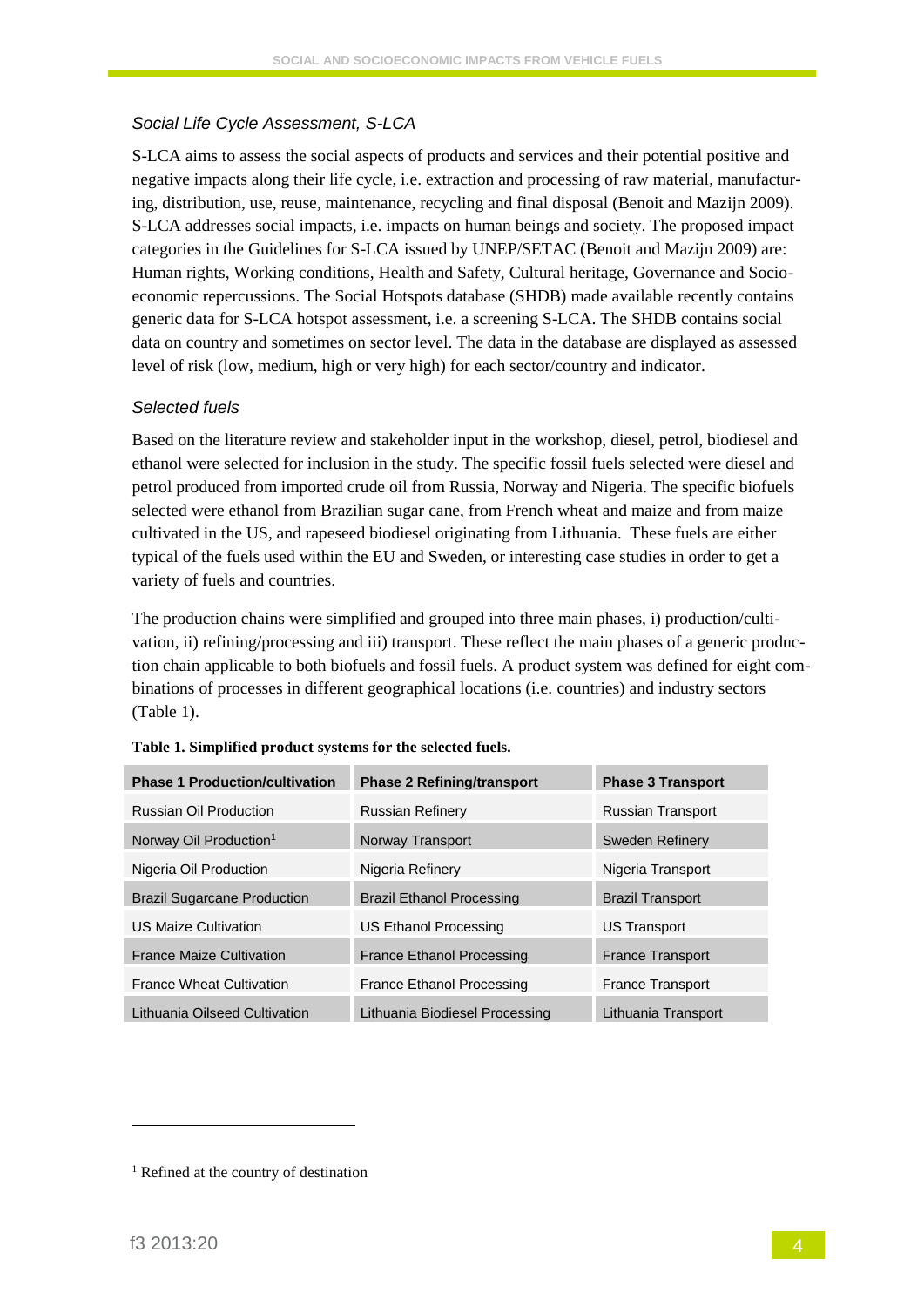### *Social Life Cycle Assessment, S-LCA*

S-LCA aims to assess the social aspects of products and services and their potential positive and negative impacts along their life cycle, i.e. extraction and processing of raw material, manufacturing, distribution, use, reuse, maintenance, recycling and final disposal (Benoit and Mazijn 2009). S-LCA addresses social impacts, i.e. impacts on human beings and society. The proposed impact categories in the Guidelines for S-LCA issued by UNEP/SETAC (Benoit and Mazijn 2009) are: Human rights, Working conditions, Health and Safety, Cultural heritage, Governance and Socio-economic repercussions. The Social Hotspots database (SHDB) made available recently contains generic data for S-LCA hotspot assessment, i.e. a screening S-LCA. The SHDB contains social data on country and sometimes on sector level. The data in the database are displayed as assessed level of risk (low, medium, high or very high) for each sector/country and indicator.

### *Selected fuels*

Based on the literature review and stakeholder input in the workshop, diesel, petrol, biodiesel and ethanol were selected for inclusion in the study. The specific fossil fuels selected were diesel and petrol produced from imported crude oil from Russia, Norway and Nigeria. The specific biofuels selected were ethanol from Brazilian sugar cane, from French wheat and maize and from maize cultivated in the US, and rapeseed biodiesel originating from Lithuania. These fuels are either typical of the fuels used within the EU and Sweden, or interesting case studies in order to get a variety of fuels and countries.

The production chains were simplified and grouped into three main phases, i) production/cultivation, ii) refining/processing and iii) transport. These reflect the main phases of a generic production chain applicable to both biofuels and fossil fuels. A product system was defined for eight combinations of processes in different geographical locations (i.e. countries) and industry sectors (Table 1).

**Table 1. Simplified product systems for the selected fuels.**

| Phase 1 Production/cultivation | Phase 2 Refining/transport | Phase 3 Transport |
|---|---|---|
| Russian Oil Production | Russian Refinery | Russian Transport |
| Norway Oil Production[1] | Norway Transport | Sweden Refinery |
| Nigeria Oil Production | Nigeria Refinery | Nigeria Transport |
| Brazil Sugarcane Production | Brazil Ethanol Processing | Brazil Transport |
| US Maize Cultivation | US Ethanol Processing | US Transport |
| France Maize Cultivation | France Ethanol Processing | France Transport |
| France Wheat Cultivation | France Ethanol Processing | France Transport |
| Lithuania Oilseed Cultivation | Lithuania Biodiesel Processing | Lithuania Transport |

[1] Refined at the country of destination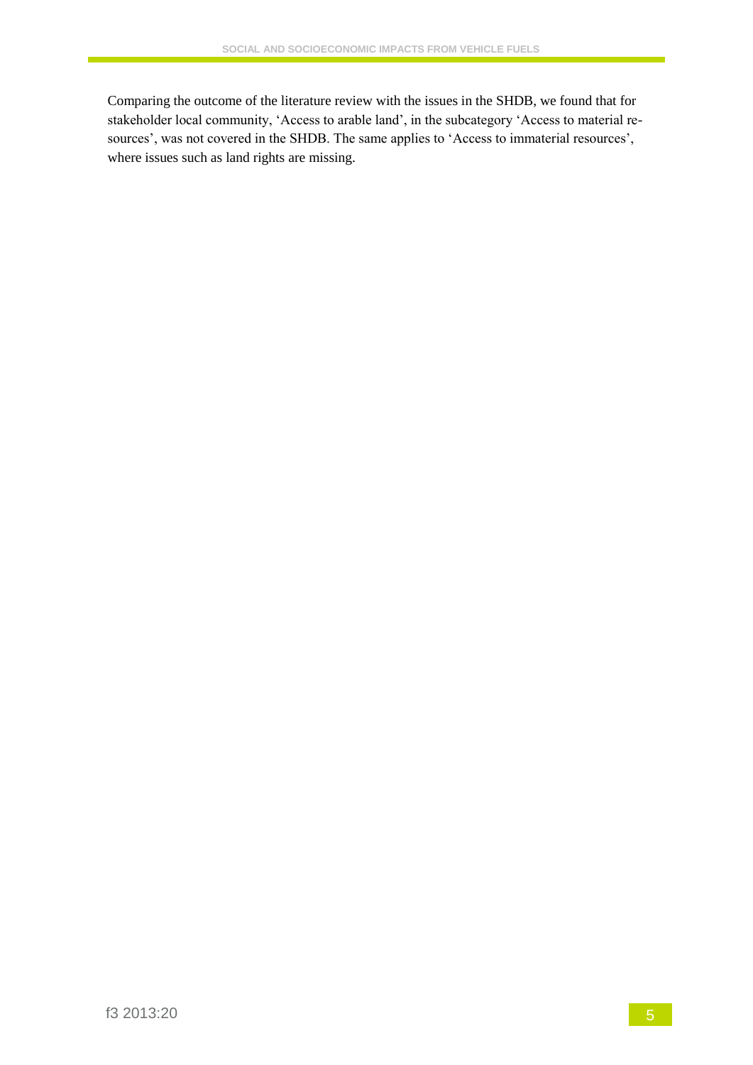Comparing the outcome of the literature review with the issues in the SHDB, we found that for stakeholder local community, 'Access to arable land', in the subcategory 'Access to material resources', was not covered in the SHDB. The same applies to 'Access to immaterial resources', where issues such as land rights are missing.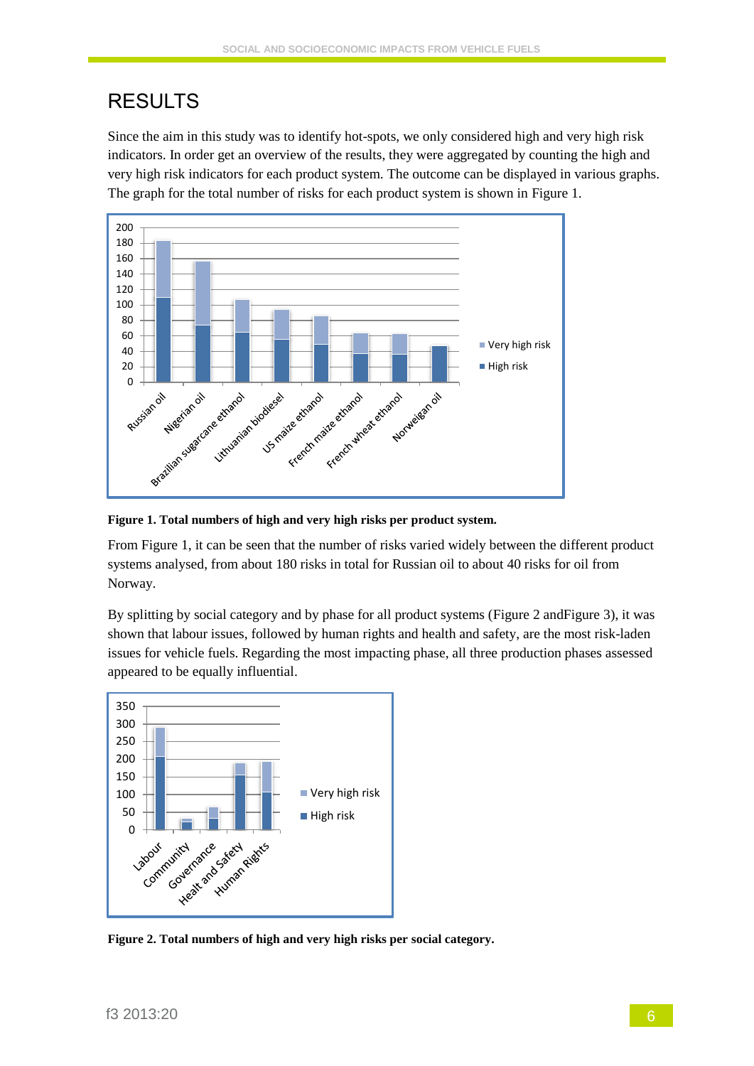# RESULTS

Since the aim in this study was to identify hot-spots, we only considered high and very high risk indicators. In order get an overview of the results, they were aggregated by counting the high and very high risk indicators for each product system. The outcome can be displayed in various graphs. The graph for the total number of risks for each product system is shown in Figure 1.

**Figure 1. Total numbers of high and very high risks per product system.**

From Figure 1, it can be seen that the number of risks varied widely between the different product systems analysed, from about 180 risks in total for Russian oil to about 40 risks for oil from Norway.

By splitting by social category and by phase for all product systems (Figure 2 andFigure 3), it was shown that labour issues, followed by human rights and health and safety, are the most risk-laden issues for vehicle fuels. Regarding the most impacting phase, all three production phases assessed appeared to be equally influential.

**Figure 2. Total numbers of high and very high risks per social category.**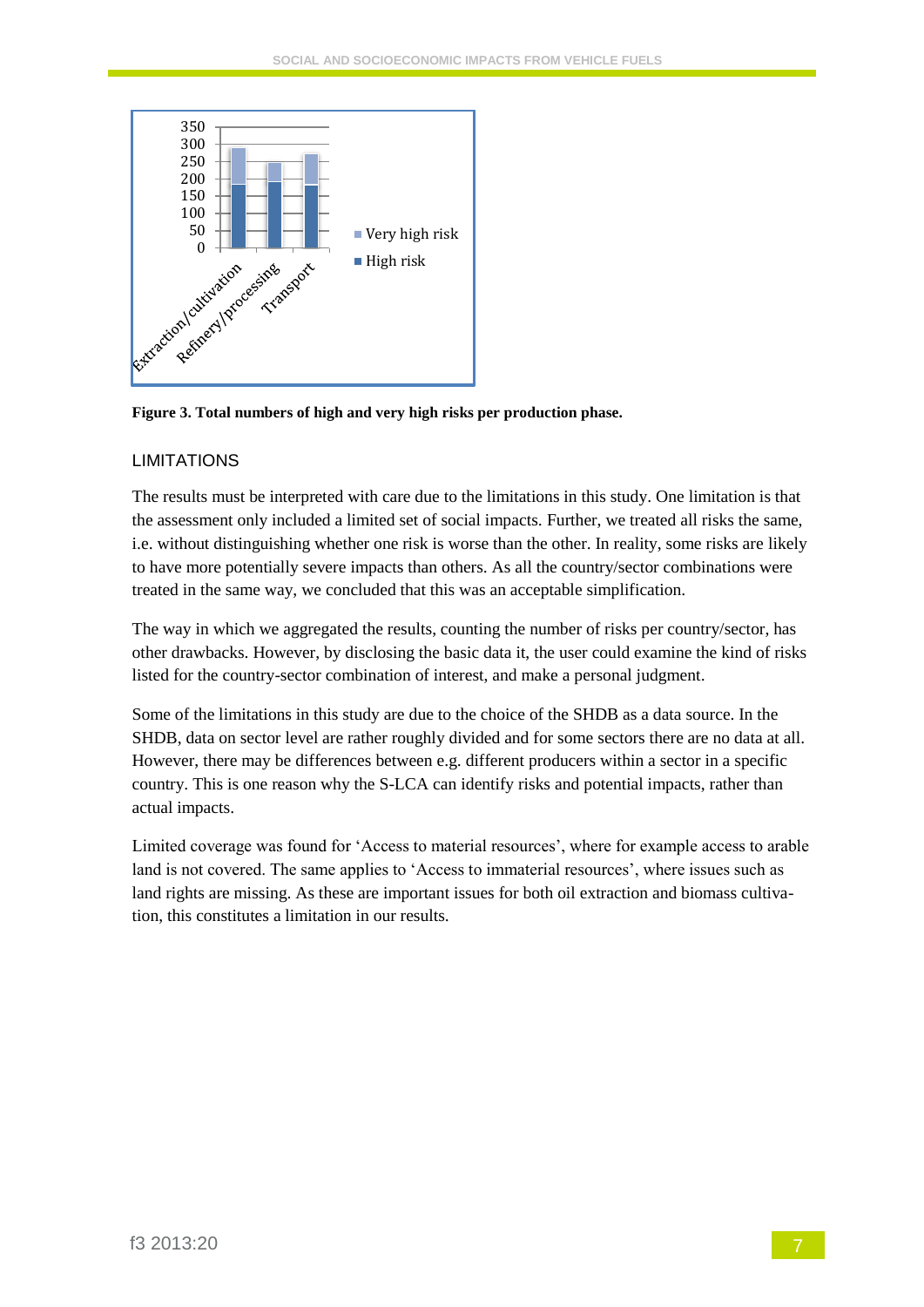Figure 3. Total numbers of high and very high risks per production phase.

## LIMITATIONS

The results must be interpreted with care due to the limitations in this study. One limitation is that the assessment only included a limited set of social impacts. Further, we treated all risks the same, i.e. without distinguishing whether one risk is worse than the other. In reality, some risks are likely to have more potentially severe impacts than others. As all the country/sector combinations were treated in the same way, we concluded that this was an acceptable simplification.

The way in which we aggregated the results, counting the number of risks per country/sector, has other drawbacks. However, by disclosing the basic data it, the user could examine the kind of risks listed for the country-sector combination of interest, and make a personal judgment.

Some of the limitations in this study are due to the choice of the SHDB as a data source. In the SHDB, data on sector level are rather roughly divided and for some sectors there are no data at all. However, there may be differences between e.g. different producers within a sector in a specific country. This is one reason why the S-LCA can identify risks and potential impacts, rather than actual impacts.

Limited coverage was found for 'Access to material resources', where for example access to arable land is not covered. The same applies to 'Access to immaterial resources', where issues such as land rights are missing. As these are important issues for both oil extraction and biomass cultivation, this constitutes a limitation in our results.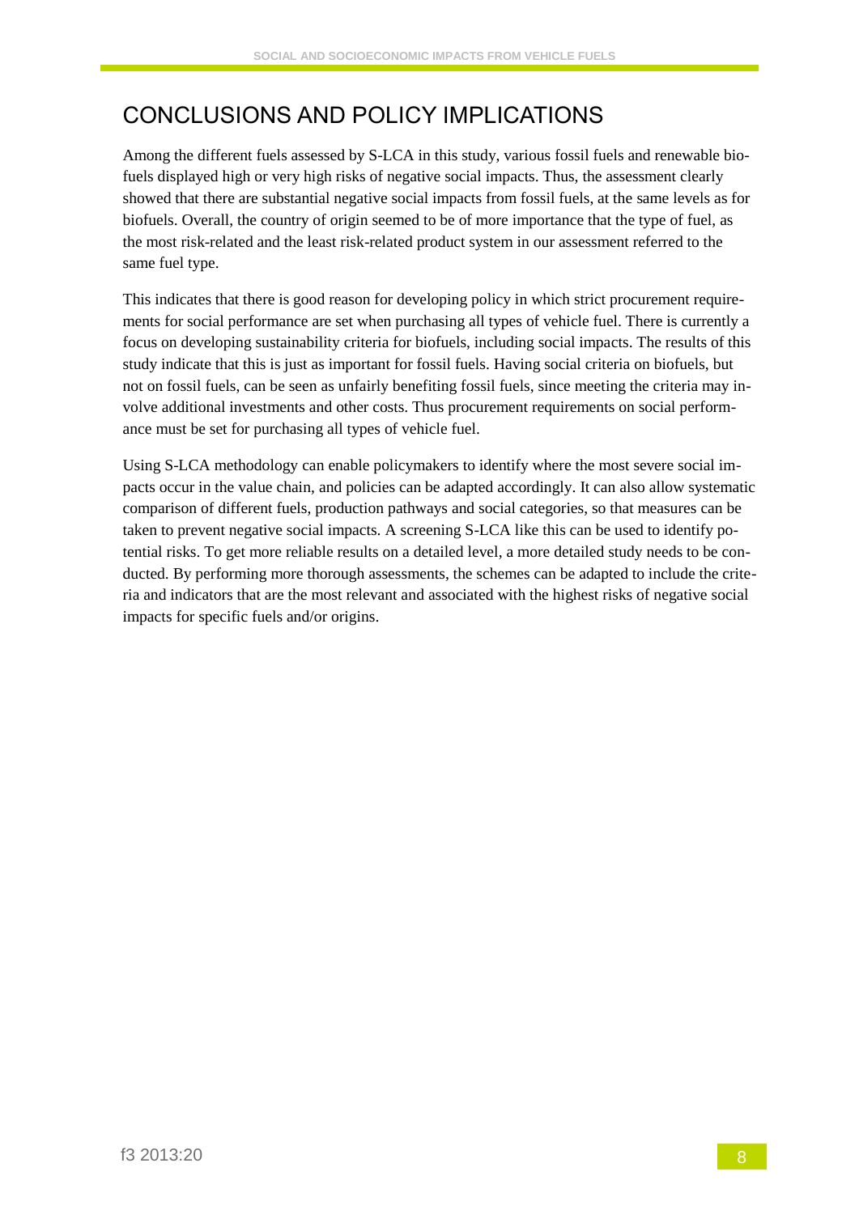# CONCLUSIONS AND POLICY IMPLICATIONS

Among the different fuels assessed by S-LCA in this study, various fossil fuels and renewable biofuels displayed high or very high risks of negative social impacts. Thus, the assessment clearly showed that there are substantial negative social impacts from fossil fuels, at the same levels as for biofuels. Overall, the country of origin seemed to be of more importance that the type of fuel, as the most risk-related and the least risk-related product system in our assessment referred to the same fuel type.

This indicates that there is good reason for developing policy in which strict procurement requirements for social performance are set when purchasing all types of vehicle fuel. There is currently a focus on developing sustainability criteria for biofuels, including social impacts. The results of this study indicate that this is just as important for fossil fuels. Having social criteria on biofuels, but not on fossil fuels, can be seen as unfairly benefiting fossil fuels, since meeting the criteria may involve additional investments and other costs. Thus procurement requirements on social performance must be set for purchasing all types of vehicle fuel.

Using S-LCA methodology can enable policymakers to identify where the most severe social impacts occur in the value chain, and policies can be adapted accordingly. It can also allow systematic comparison of different fuels, production pathways and social categories, so that measures can be taken to prevent negative social impacts. A screening S-LCA like this can be used to identify potential risks. To get more reliable results on a detailed level, a more detailed study needs to be conducted. By performing more thorough assessments, the schemes can be adapted to include the criteria and indicators that are the most relevant and associated with the highest risks of negative social impacts for specific fuels and/or origins.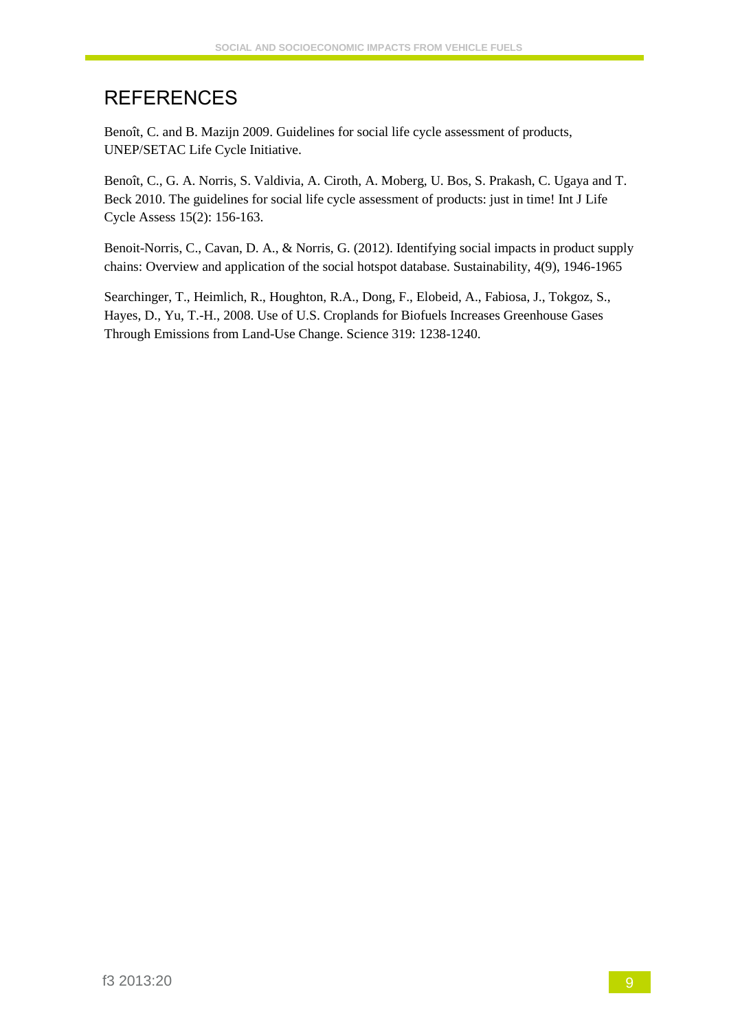# REFERENCES

Benoît, C. and B. Mazijn 2009. Guidelines for social life cycle assessment of products, UNEP/SETAC Life Cycle Initiative.

Benoît, C., G. A. Norris, S. Valdivia, A. Ciroth, A. Moberg, U. Bos, S. Prakash, C. Ugaya and T. Beck 2010. The guidelines for social life cycle assessment of products: just in time! Int J Life Cycle Assess 15(2): 156-163.

Benoit-Norris, C., Cavan, D. A., & Norris, G. (2012). Identifying social impacts in product supply chains: Overview and application of the social hotspot database. Sustainability, 4(9), 1946-1965

Searchinger, T., Heimlich, R., Houghton, R.A., Dong, F., Elobeid, A., Fabiosa, J., Tokgoz, S., Hayes, D., Yu, T.-H., 2008. Use of U.S. Croplands for Biofuels Increases Greenhouse Gases Through Emissions from Land-Use Change. Science 319: 1238-1240.